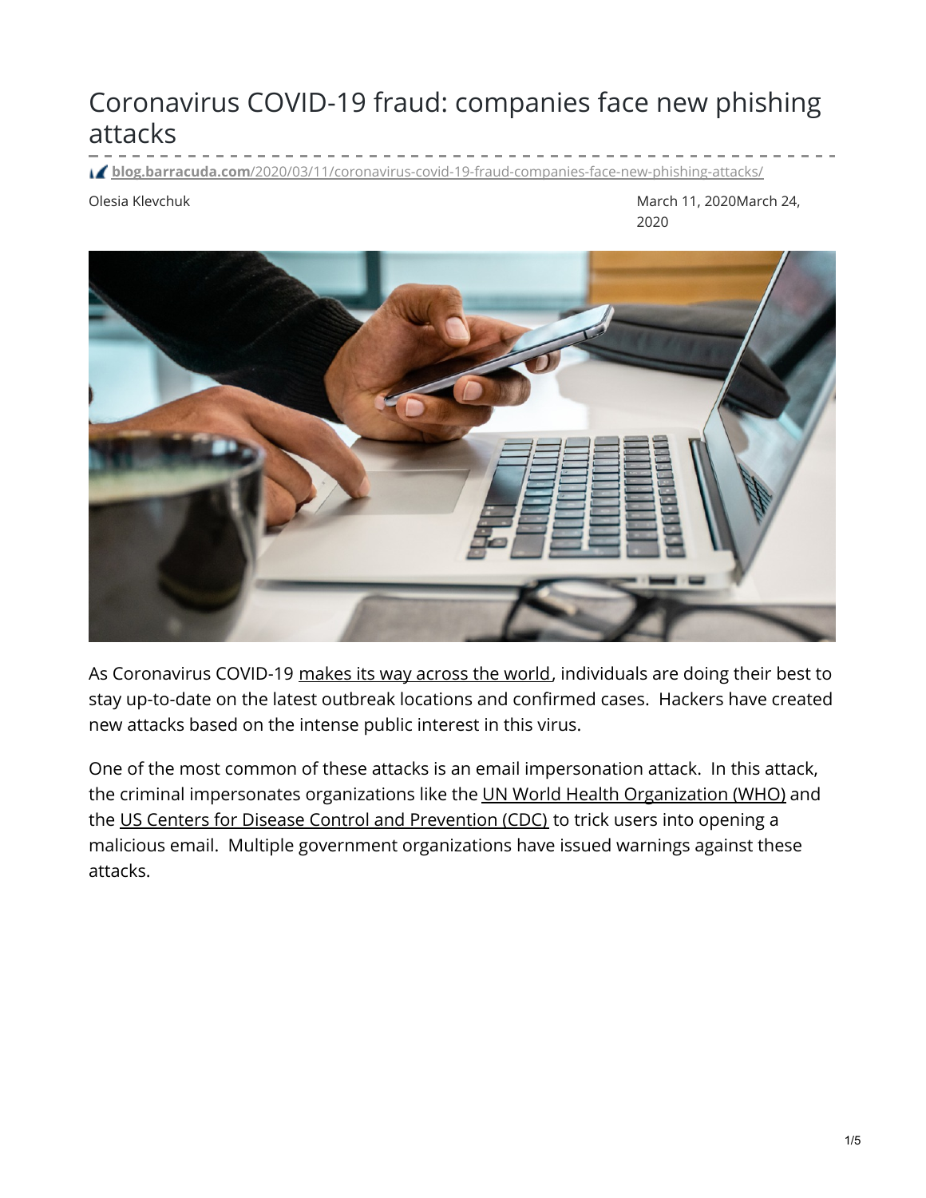# Coronavirus COVID-19 fraud: companies face new phishing attacks

**blog.barracuda.com**/2020/03/11/coronavirus-covid-19-fraud-companies-face-new-phishing-attacks/

Olesia Klevchuk

March 11, 2020March 24, 2020

As Coronavirus COVID-19 makes its way across the world, individuals are doing their best to stay up-to-date on the latest outbreak locations and confirmed cases. Hackers have created new attacks based on the intense public interest in this virus.

One of the most common of these attacks is an email impersonation attack. In this attack, the criminal impersonates organizations like the UN World Health Organization (WHO) and the US Centers for Disease Control and Prevention (CDC) to trick users into opening a malicious email. Multiple government organizations have issued warnings against these attacks.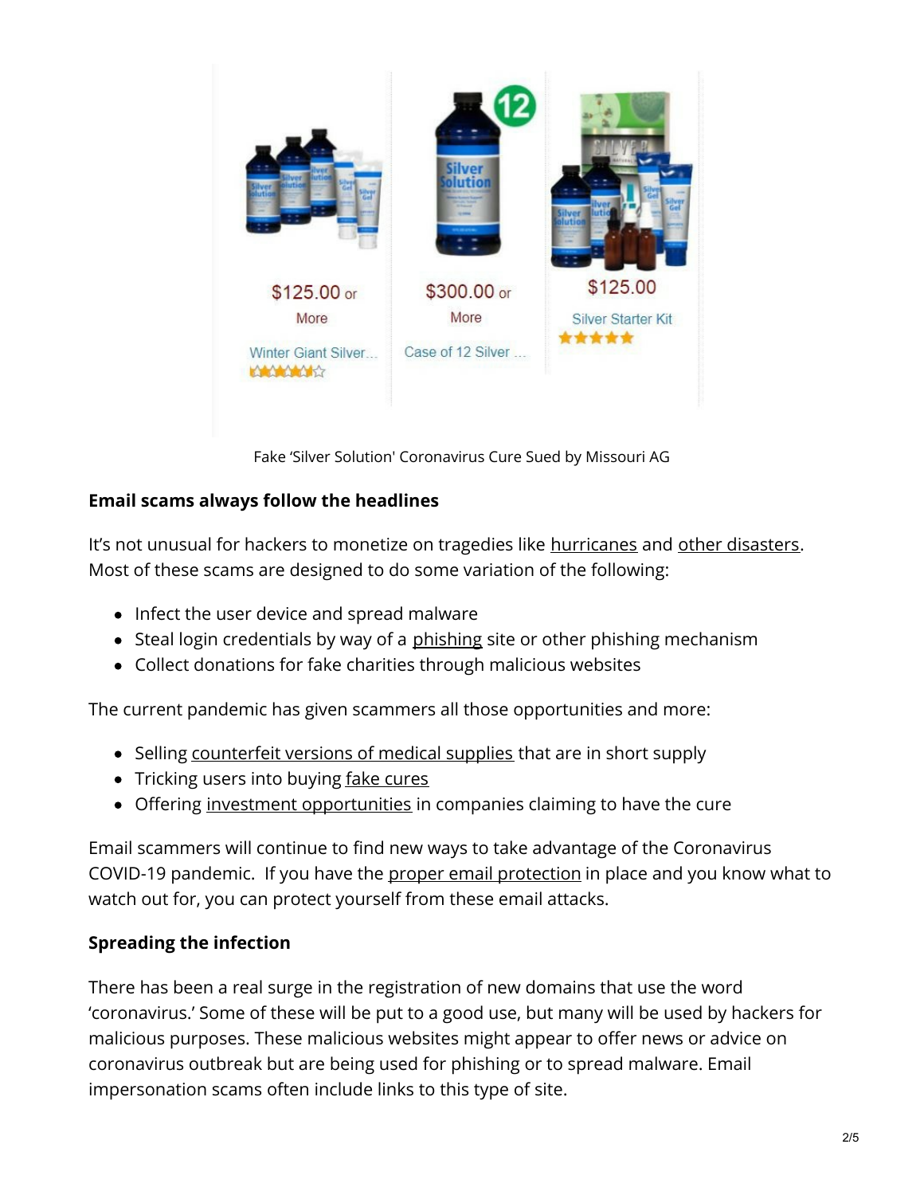Fake 'Silver Solution' Coronavirus Cure Sued by Missouri AG

**Email scams always follow the headlines**

It's not unusual for hackers to monetize on tragedies like hurricanes and other disasters. Most of these scams are designed to do some variation of the following:

- Infect the user device and spread malware
- Steal login credentials by way of a phishing site or other phishing mechanism
- Collect donations for fake charities through malicious websites

The current pandemic has given scammers all those opportunities and more:

- Selling counterfeit versions of medical supplies that are in short supply
- Tricking users into buying fake cures
- Offering investment opportunities in companies claiming to have the cure

Email scammers will continue to find new ways to take advantage of the Coronavirus COVID-19 pandemic. If you have the proper email protection in place and you know what to watch out for, you can protect yourself from these email attacks.

**Spreading the infection**

There has been a real surge in the registration of new domains that use the word 'coronavirus.' Some of these will be put to a good use, but many will be used by hackers for malicious purposes. These malicious websites might appear to offer news or advice on coronavirus outbreak but are being used for phishing or to spread malware. Email impersonation scams often include links to this type of site.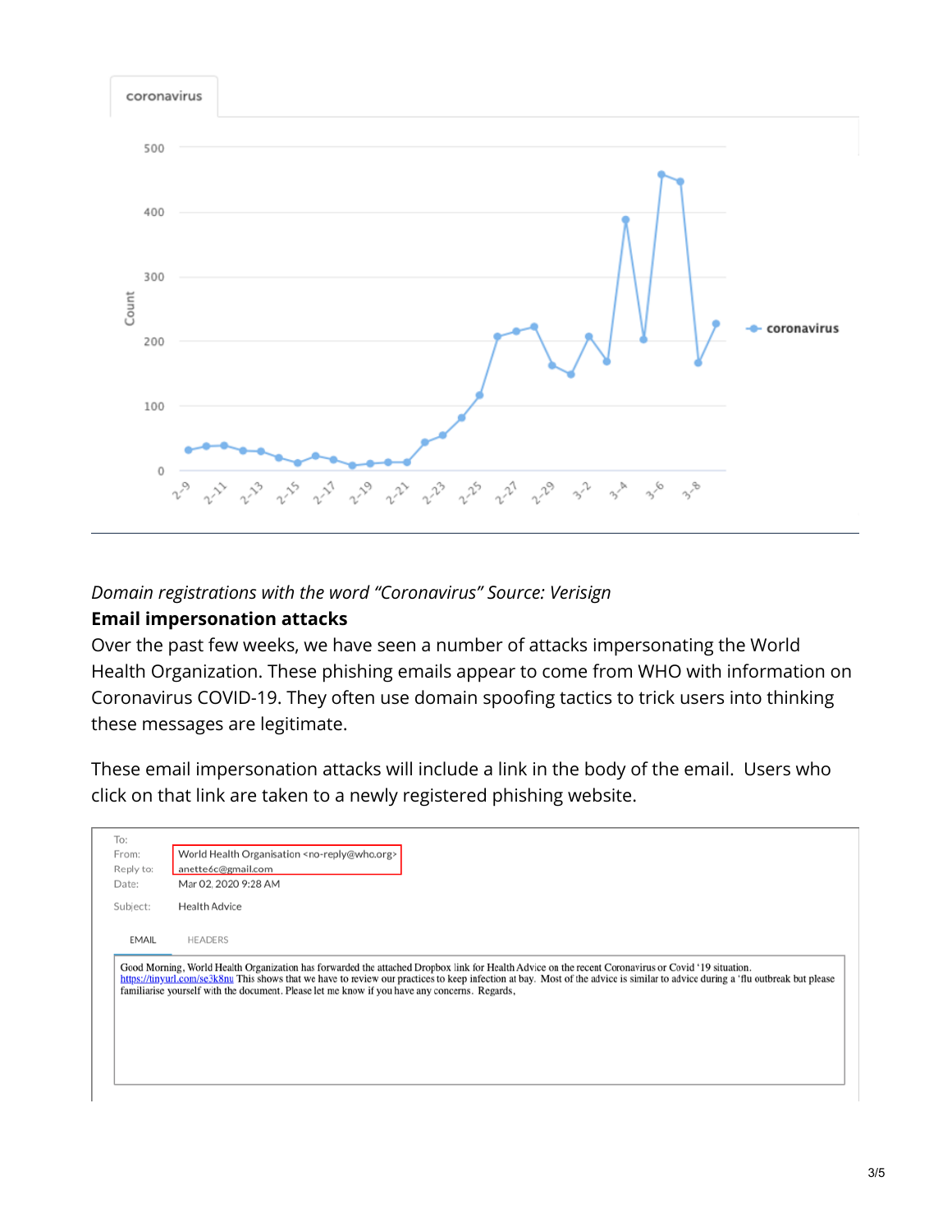*Domain registrations with the word "Coronavirus" Source: Verisign*

**Email impersonation attacks**

Over the past few weeks, we have seen a number of attacks impersonating the World Health Organization. These phishing emails appear to come from WHO with information on Coronavirus COVID-19. They often use domain spoofing tactics to trick users into thinking these messages are legitimate.

These email impersonation attacks will include a link in the body of the email. Users who click on that link are taken to a newly registered phishing website.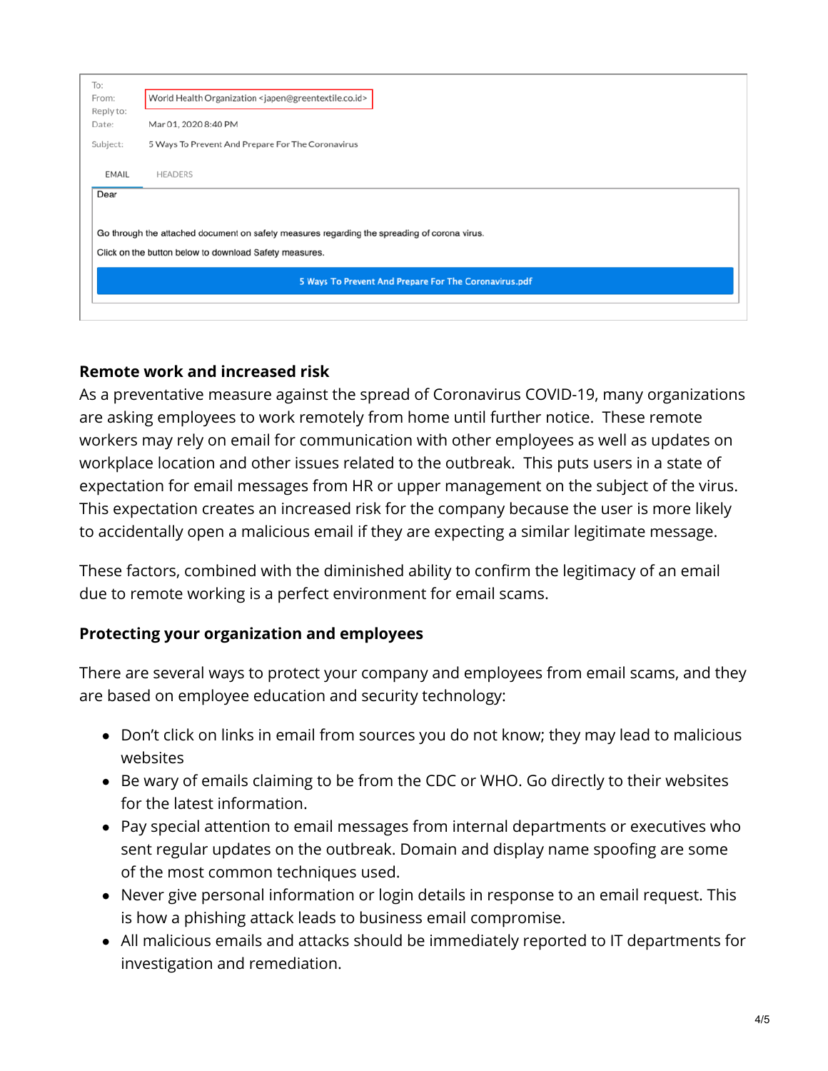| | |
|---|---|
| To: | |
| From: | World Health Organization <japen@greentextile.co.id> |
| Reply to: | |
| Date: | Mar 01, 2020 8:40 PM |
| Subject: | 5 Ways To Prevent And Prepare For The Coronavirus |

EMAIL HEADERS

Dear

Go through the attached document on safety measures regarding the spreading of corona virus.

Click on the button below to download Safety measures.

5 Ways To Prevent And Prepare For The Coronavirus.pdf

### Remote work and increased risk

As a preventative measure against the spread of Coronavirus COVID-19, many organizations are asking employees to work remotely from home until further notice. These remote workers may rely on email for communication with other employees as well as updates on workplace location and other issues related to the outbreak. This puts users in a state of expectation for email messages from HR or upper management on the subject of the virus. This expectation creates an increased risk for the company because the user is more likely to accidentally open a malicious email if they are expecting a similar legitimate message.

These factors, combined with the diminished ability to confirm the legitimacy of an email due to remote working is a perfect environment for email scams.

### Protecting your organization and employees

There are several ways to protect your company and employees from email scams, and they are based on employee education and security technology:

- Don't click on links in email from sources you do not know; they may lead to malicious websites
- Be wary of emails claiming to be from the CDC or WHO. Go directly to their websites for the latest information.
- Pay special attention to email messages from internal departments or executives who sent regular updates on the outbreak. Domain and display name spoofing are some of the most common techniques used.
- Never give personal information or login details in response to an email request. This is how a phishing attack leads to business email compromise.
- All malicious emails and attacks should be immediately reported to IT departments for investigation and remediation.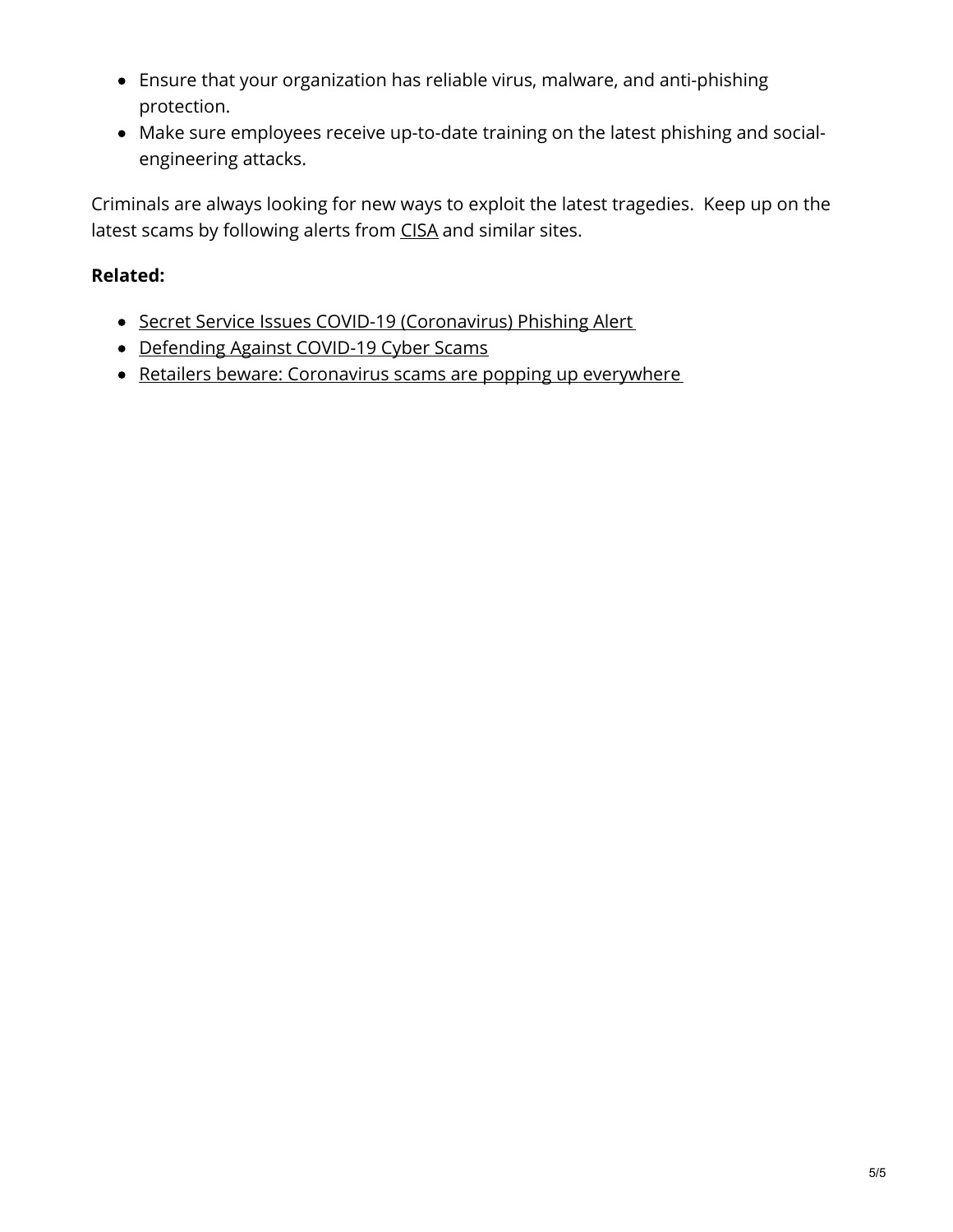- Ensure that your organization has reliable virus, malware, and anti-phishing protection.
- Make sure employees receive up-to-date training on the latest phishing and social-engineering attacks.

Criminals are always looking for new ways to exploit the latest tragedies.  Keep up on the latest scams by following alerts from CISA and similar sites.

**Related:**

- Secret Service Issues COVID-19 (Coronavirus) Phishing Alert
- Defending Against COVID-19 Cyber Scams
- Retailers beware: Coronavirus scams are popping up everywhere